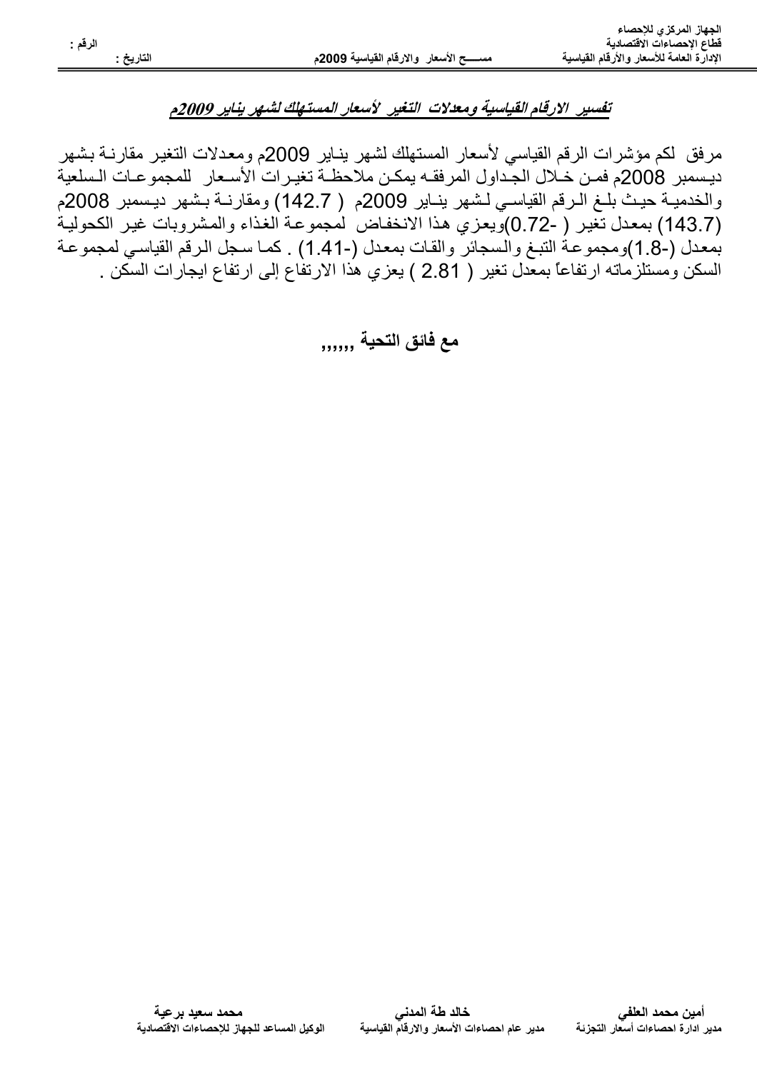الجهاز المركزي للإحصاء
قطاع الإحصاءات الاقتصادية
الإدارة العامة للأسعار والأرقام القياسية

مســــح الأسعار والارقام القياسية 2009م

الرقم :
التاريخ :

## *تفسير الارقام القياسية ومعدلات التغير لأسعار المستهلك لشهر يناير 2009م*

مرفق لكم مؤشرات الرقم القياسي لأسعار المستهلك لشهر ينـاير 2009م ومعدلات التغير مقارنـة بشهر ديـسمبر 2008م فمـن خـلال الجـداول المرفقـه يمكـن ملاحظـة تغيـرات الأسـعار للمجموعـات الـسلعية والخدميـة حيـث بلـغ الـرقم القياســي لـشهر ينـاير 2009م ( 142.7) ومقارنـة بـشهر ديـسمبر 2008م (143.7) بمعدل تغير ( -0.72)ويعزي هذا الانخفاض لمجموعة الغذاء والمشروبات غير الكحولية بمعدل (-1.8)ومجموعة التبغ والسجائر والقات بمعدل (-1.41) . كما سجل الرقم القياسي لمجموعة السكن ومستلزماته ارتفاعاً بمعدل تغير ( 2.81 ) يعزي هذا الارتفاع إلى ارتفاع ايجارات السكن .

**مع فائق التحية ,,,,,,**

| **أمين محمد العلفي** | **خالد طة المدني** | **محمد سعيد برعية** |
|---|---|---|
| مدير ادارة احصاءات أسعار التجزئة | مدير عام احصاءات الأسعار والارقام القياسية | الوكيل المساعد للجهاز للإحصاءات الاقتصادية |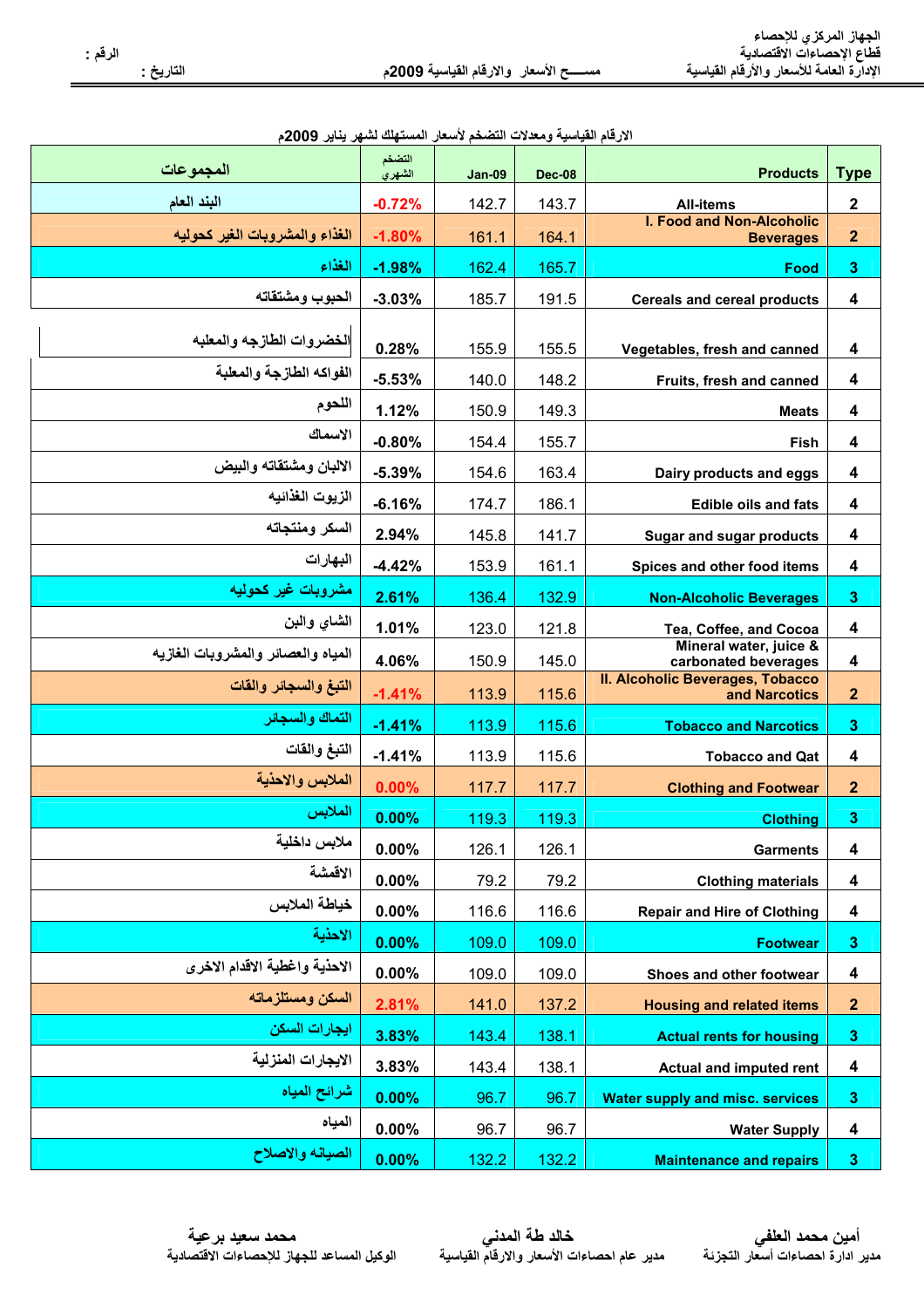الجهاز المركزي للإحصاء
قطاع الإحصاءات الاقتصادية
الإدارة العامة للأسعار والأرقام القياسية

مســـح الأسعار والارقام القياسية 2009م

الرقم :
التاريخ :

## الارقام القياسية ومعدلات التضخم لأسعار المستهلك لشهر يناير 2009م

| المجموعات | التضخم الشهري | Jan-09 | Dec-08 | Products | Type |
|---|---|---|---|---|---|
| البند العام | -0.72% | 142.7 | 143.7 | All-items | 2 |
| الغذاء والمشروبات الغير كحوليه | -1.80% | 161.1 | 164.1 | I. Food and Non-Alcoholic Beverages | 2 |
| الغذاء | -1.98% | 162.4 | 165.7 | Food | 3 |
| الحبوب ومشتقاته | -3.03% | 185.7 | 191.5 | Cereals and cereal products | 4 |
| الخضروات الطازجه والمعلبه | 0.28% | 155.9 | 155.5 | Vegetables, fresh and canned | 4 |
| الفواكه الطازجة والمعلبة | -5.53% | 140.0 | 148.2 | Fruits, fresh and canned | 4 |
| اللحوم | 1.12% | 150.9 | 149.3 | Meats | 4 |
| الاسماك | -0.80% | 154.4 | 155.7 | Fish | 4 |
| الالبان ومشتقاته والبيض | -5.39% | 154.6 | 163.4 | Dairy products and eggs | 4 |
| الزيوت الغذائيه | -6.16% | 174.7 | 186.1 | Edible oils and fats | 4 |
| السكر ومنتجاته | 2.94% | 145.8 | 141.7 | Sugar and sugar products | 4 |
| البهارات | -4.42% | 153.9 | 161.1 | Spices and other food items | 4 |
| مشروبات غير كحوليه | 2.61% | 136.4 | 132.9 | Non-Alcoholic Beverages | 3 |
| الشاي والبن | 1.01% | 123.0 | 121.8 | Tea, Coffee, and Cocoa | 4 |
| المياه والعصائر والمشروبات الغازيه | 4.06% | 150.9 | 145.0 | Mineral water, juice & carbonated beverages | 4 |
| التبغ والسجائر والقات | -1.41% | 113.9 | 115.6 | II. Alcoholic Beverages, Tobacco and Narcotics | 2 |
| التماك والسجائر | -1.41% | 113.9 | 115.6 | Tobacco and Narcotics | 3 |
| التبغ والقات | -1.41% | 113.9 | 115.6 | Tobacco and Qat | 4 |
| الملابس والاحذية | 0.00% | 117.7 | 117.7 | Clothing and Footwear | 2 |
| الملابس | 0.00% | 119.3 | 119.3 | Clothing | 3 |
| ملابس داخلية | 0.00% | 126.1 | 126.1 | Garments | 4 |
| الاقمشة | 0.00% | 79.2 | 79.2 | Clothing materials | 4 |
| خياطة الملابس | 0.00% | 116.6 | 116.6 | Repair and Hire of Clothing | 4 |
| الاحذية | 0.00% | 109.0 | 109.0 | Footwear | 3 |
| الاحذية واغطية الاقدام الاخرى | 0.00% | 109.0 | 109.0 | Shoes and other footwear | 4 |
| السكن ومستلزماته | 2.81% | 141.0 | 137.2 | Housing and related items | 2 |
| ايجارات السكن | 3.83% | 143.4 | 138.1 | Actual rents for housing | 3 |
| الايجارات المنزلية | 3.83% | 143.4 | 138.1 | Actual and imputed rent | 4 |
| شرائح المياه | 0.00% | 96.7 | 96.7 | Water supply and misc. services | 3 |
| المياه | 0.00% | 96.7 | 96.7 | Water Supply | 4 |
| الصيانه والاصلاح | 0.00% | 132.2 | 132.2 | Maintenance and repairs | 3 |

| أمين محمد العلفي | خالد طة المدني | محمد سعيد برعية |
|---|---|---|
| مدير ادارة احصاءات أسعار التجزئة | مدير عام احصاءات الأسعار والارقام القياسية | الوكيل المساعد للجهاز للإحصاءات الاقتصادية |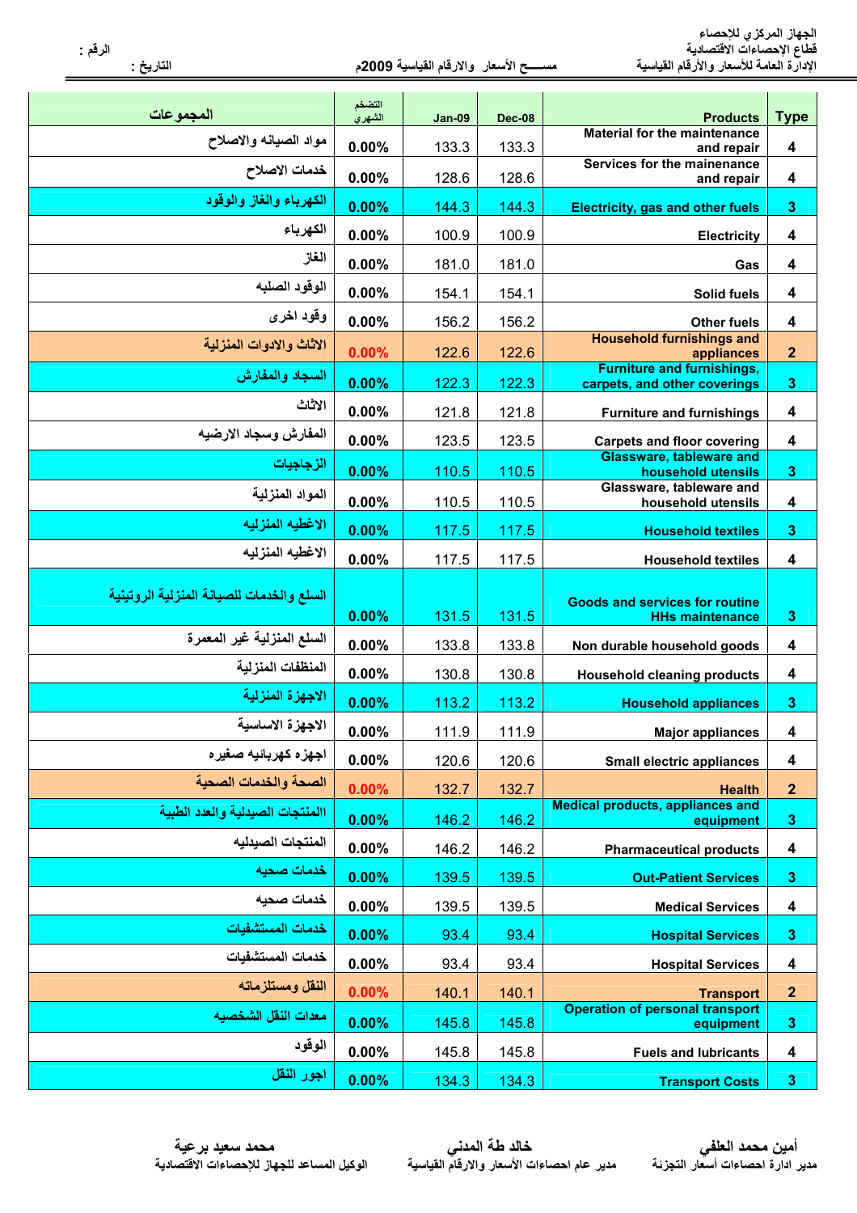الجهاز المركزي للإحصاء
قطاع الإحصاءات الاقتصادية
الإدارة العامة للأسعار والأرقام القياسية

مســـح الأسعار والارقام القياسية 2009م

الرقم :

التاريخ :

| المجموعات | التضخم الشهري | Jan-09 | Dec-08 | Products | Type |
|---|---|---|---|---|---|
| مواد الصيانه والاصلاح | 0.00% | 133.3 | 133.3 | Material for the maintenance and repair | 4 |
| خدمات الاصلاح | 0.00% | 128.6 | 128.6 | Services for the mainenance and repair | 4 |
| الكهرباء والغاز والوقود | 0.00% | 144.3 | 144.3 | Electricity, gas and other fuels | 3 |
| الكهرباء | 0.00% | 100.9 | 100.9 | Electricity | 4 |
| الغاز | 0.00% | 181.0 | 181.0 | Gas | 4 |
| الوقود الصلبه | 0.00% | 154.1 | 154.1 | Solid fuels | 4 |
| وقود اخرى | 0.00% | 156.2 | 156.2 | Other fuels | 4 |
| الاثاث والادوات المنزلية | 0.00% | 122.6 | 122.6 | Household furnishings and appliances | 2 |
| السجاد والمفارش | 0.00% | 122.3 | 122.3 | Furniture and furnishings, carpets, and other coverings | 3 |
| الاثاث | 0.00% | 121.8 | 121.8 | Furniture and furnishings | 4 |
| المفارش وسجاد الارضيه | 0.00% | 123.5 | 123.5 | Carpets and floor covering | 4 |
| الزجاجيات | 0.00% | 110.5 | 110.5 | Glassware, tableware and household utensils | 3 |
| المواد المنزلية | 0.00% | 110.5 | 110.5 | Glassware, tableware and household utensils | 4 |
| الاغطيه المنزليه | 0.00% | 117.5 | 117.5 | Household textiles | 3 |
| الاغطيه المنزليه | 0.00% | 117.5 | 117.5 | Household textiles | 4 |
| السلع والخدمات للصيانة المنزلية الروتينية | 0.00% | 131.5 | 131.5 | Goods and services for routine HHs maintenance | 3 |
| السلع المنزلية غير المعمرة | 0.00% | 133.8 | 133.8 | Non durable household goods | 4 |
| المنظفات المنزلية | 0.00% | 130.8 | 130.8 | Household cleaning products | 4 |
| الاجهزة المنزلية | 0.00% | 113.2 | 113.2 | Household appliances | 3 |
| الاجهزة الاساسية | 0.00% | 111.9 | 111.9 | Major appliances | 4 |
| اجهزه كهربائيه صغيره | 0.00% | 120.6 | 120.6 | Small electric appliances | 4 |
| الصحة والخدمات الصحية | 0.00% | 132.7 | 132.7 | Health | 2 |
| المنتجات الصيدلية والعدد الطبية | 0.00% | 146.2 | 146.2 | Medical products, appliances and equipment | 3 |
| المنتجات الصيدليه | 0.00% | 146.2 | 146.2 | Pharmaceutical products | 4 |
| خدمات صحيه | 0.00% | 139.5 | 139.5 | Out-Patient Services | 3 |
| خدمات صحيه | 0.00% | 139.5 | 139.5 | Medical Services | 4 |
| خدمات المستشفيات | 0.00% | 93.4 | 93.4 | Hospital Services | 3 |
| خدمات المستشفيات | 0.00% | 93.4 | 93.4 | Hospital Services | 4 |
| النقل ومستلزماته | 0.00% | 140.1 | 140.1 | Transport | 2 |
| معدات النقل الشخصيه | 0.00% | 145.8 | 145.8 | Operation of personal transport equipment | 3 |
| الوقود | 0.00% | 145.8 | 145.8 | Fuels and lubricants | 4 |
| اجور النقل | 0.00% | 134.3 | 134.3 | Transport Costs | 3 |

أمين محمد العلفي
مدير ادارة احصاءات أسعار التجزئة

خالد طة المدني
مدير عام احصاءات الأسعار والارقام القياسية

محمد سعيد برعية
الوكيل المساعد للجهاز للإحصاءات الاقتصادية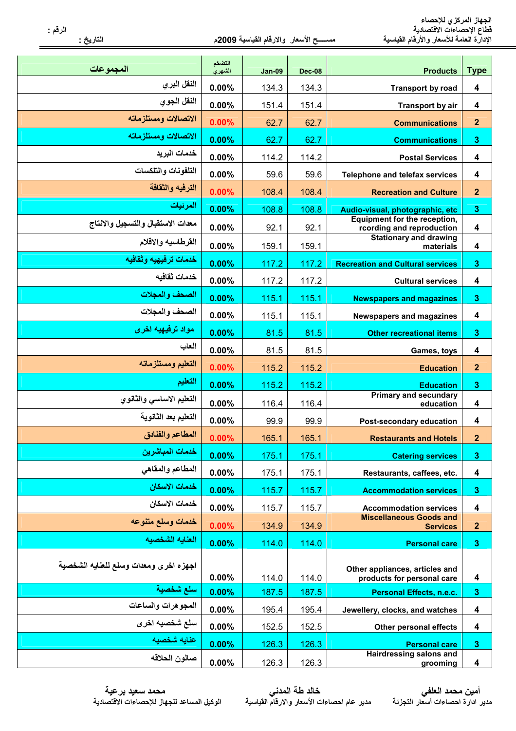الجهاز المركزي للإحصاء
قطاع الإحصاءات الاقتصادية
الإدارة العامة للأسعار والأرقام القياسية

مســـح الأسعار والارقام القياسية 2009م

الرقم :

التاريخ :

| المجموعات | التضخم الشهري | Jan-09 | Dec-08 | Products | Type |
|---|---|---|---|---|---|
| النقل البري | 0.00% | 134.3 | 134.3 | Transport by road | 4 |
| النقل الجوي | 0.00% | 151.4 | 151.4 | Transport by air | 4 |
| الاتصالات ومستلزماته | 0.00% | 62.7 | 62.7 | Communications | 2 |
| الاتصالات ومستلزماته | 0.00% | 62.7 | 62.7 | Communications | 3 |
| خدمات البريد | 0.00% | 114.2 | 114.2 | Postal Services | 4 |
| التلفونات والتلكسات | 0.00% | 59.6 | 59.6 | Telephone and telefax services | 4 |
| الترفيه والثقافة | 0.00% | 108.4 | 108.4 | Recreation and Culture | 2 |
| المرئيات | 0.00% | 108.8 | 108.8 | Audio-visual, photographic, etc | 3 |
| معدات الاستقبال والتسجيل والانتاج | 0.00% | 92.1 | 92.1 | Equipment for the reception, rcording and reproduction | 4 |
| القرطاسيه والاقلام | 0.00% | 159.1 | 159.1 | Stationary and drawing materials | 4 |
| خدمات ترفيهيه وثقافيه | 0.00% | 117.2 | 117.2 | Recreation and Cultural services | 3 |
| خدمات ثقافيه | 0.00% | 117.2 | 117.2 | Cultural services | 4 |
| الصحف والمجلات | 0.00% | 115.1 | 115.1 | Newspapers and magazines | 3 |
| الصحف والمجلات | 0.00% | 115.1 | 115.1 | Newspapers and magazines | 4 |
| مواد ترفيهيه اخرى | 0.00% | 81.5 | 81.5 | Other recreational items | 3 |
| العاب | 0.00% | 81.5 | 81.5 | Games, toys | 4 |
| التعليم ومستلزماته | 0.00% | 115.2 | 115.2 | Education | 2 |
| التعليم | 0.00% | 115.2 | 115.2 | Education | 3 |
| التعليم الاساسي والثانوي | 0.00% | 116.4 | 116.4 | Primary and secundary education | 4 |
| التعليم بعد الثانوية | 0.00% | 99.9 | 99.9 | Post-secondary education | 4 |
| المطاعم والفنادق | 0.00% | 165.1 | 165.1 | Restaurants and Hotels | 2 |
| خدمات المباشرين | 0.00% | 175.1 | 175.1 | Catering services | 3 |
| المطاعم والمقاهي | 0.00% | 175.1 | 175.1 | Restaurants, caffees, etc. | 4 |
| خدمات الاسكان | 0.00% | 115.7 | 115.7 | Accommodation services | 3 |
| خدمات الاسكان | 0.00% | 115.7 | 115.7 | Accommodation services | 4 |
| خدمات وسلع متنوعه | 0.00% | 134.9 | 134.9 | Miscellaneous Goods and Services | 2 |
| العنايه الشخصيه | 0.00% | 114.0 | 114.0 | Personal care | 3 |
| اجهزه اخرى ومعدات وسلع للعنايه الشخصية | 0.00% | 114.0 | 114.0 | Other appliances, articles and products for personal care | 4 |
| سلع شخصية | 0.00% | 187.5 | 187.5 | Personal Effects, n.e.c. | 3 |
| المجوهرات والساعات | 0.00% | 195.4 | 195.4 | Jewellery, clocks, and watches | 4 |
| سلع شخصيه اخرى | 0.00% | 152.5 | 152.5 | Other personal effects | 4 |
| عنايه شخصيه | 0.00% | 126.3 | 126.3 | Personal care | 3 |
| صالون الحلاقه | 0.00% | 126.3 | 126.3 | Hairdressing salons and grooming | 4 |

أمين محمد العلفي
مدير ادارة احصاءات أسعار التجزئة

خالد طة المدني
مدير عام احصاءات الأسعار والارقام القياسية

محمد سعيد برعية
الوكيل المساعد للجهاز للإحصاءات الاقتصادية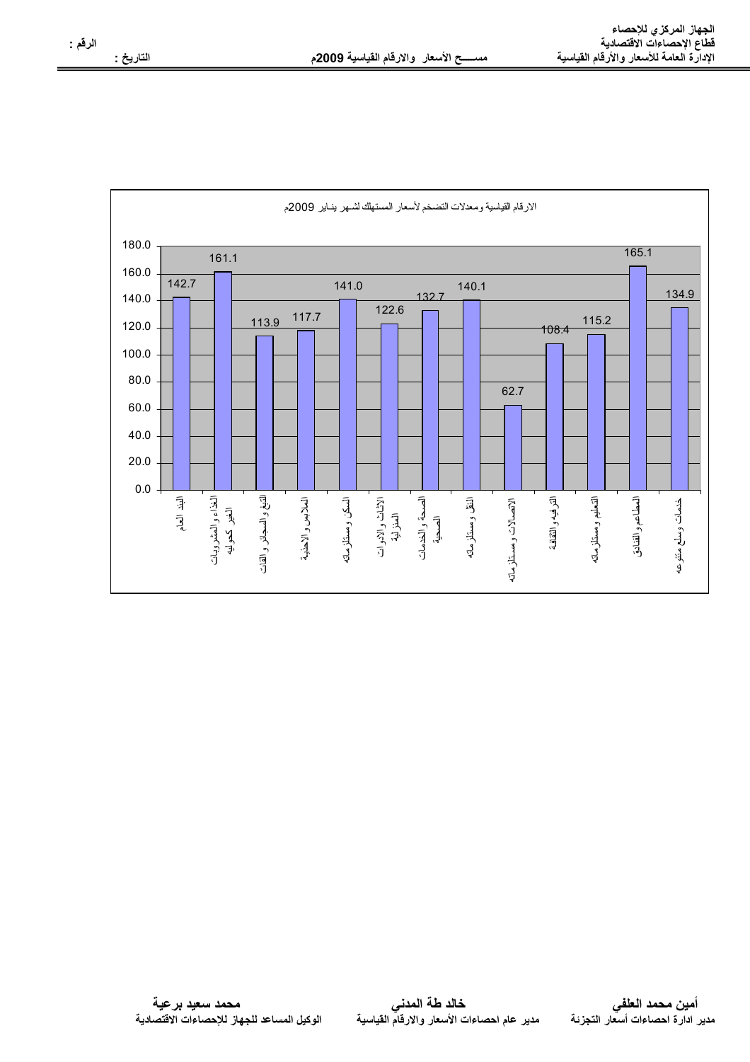الجهاز المركزي للإحصاء
قطاع الإحصاءات الاقتصادية
الإدارة العامة للأسعار والأرقام القياسية

مســـح الأسعار والارقام القياسية 2009م

الرقم :

التاريخ :

الارقام القياسية ومعدلات التضخم لأسعار المستهلك لشهر ينـاير 2009م

| البند | الرقم القياسي |
|---|---|
| البند العام | 142.7 |
| الغذاء والمشروبات الغير كحوليه | 161.1 |
| التبغ والسجائر والقات | 113.9 |
| الملابس والاحذية | 117.7 |
| السكن ومستلزماته | 141.0 |
| الإثاث والإدوات المنزلية | 122.6 |
| الصحة والخدمات الصحية | 132.7 |
| النقل ومستلزماته | 140.1 |
| الإتصالات ومستلزماته | 62.7 |
| الترفيه والثقافة | 108.4 |
| التعليم ومستلزماته | 115.2 |
| المطاعم والفنادق | 165.1 |
| خدمات وسلع متنوعه | 134.9 |

**أمين محمد العلفي**
**مدير ادارة احصاءات أسعار التجزئة**

**خالد طة المدني**
**مدير عام احصاءات الأسعار والارقام القياسية**

**محمد سعيد برعية**
**الوكيل المساعد للجهاز للإحصاءات الاقتصادية**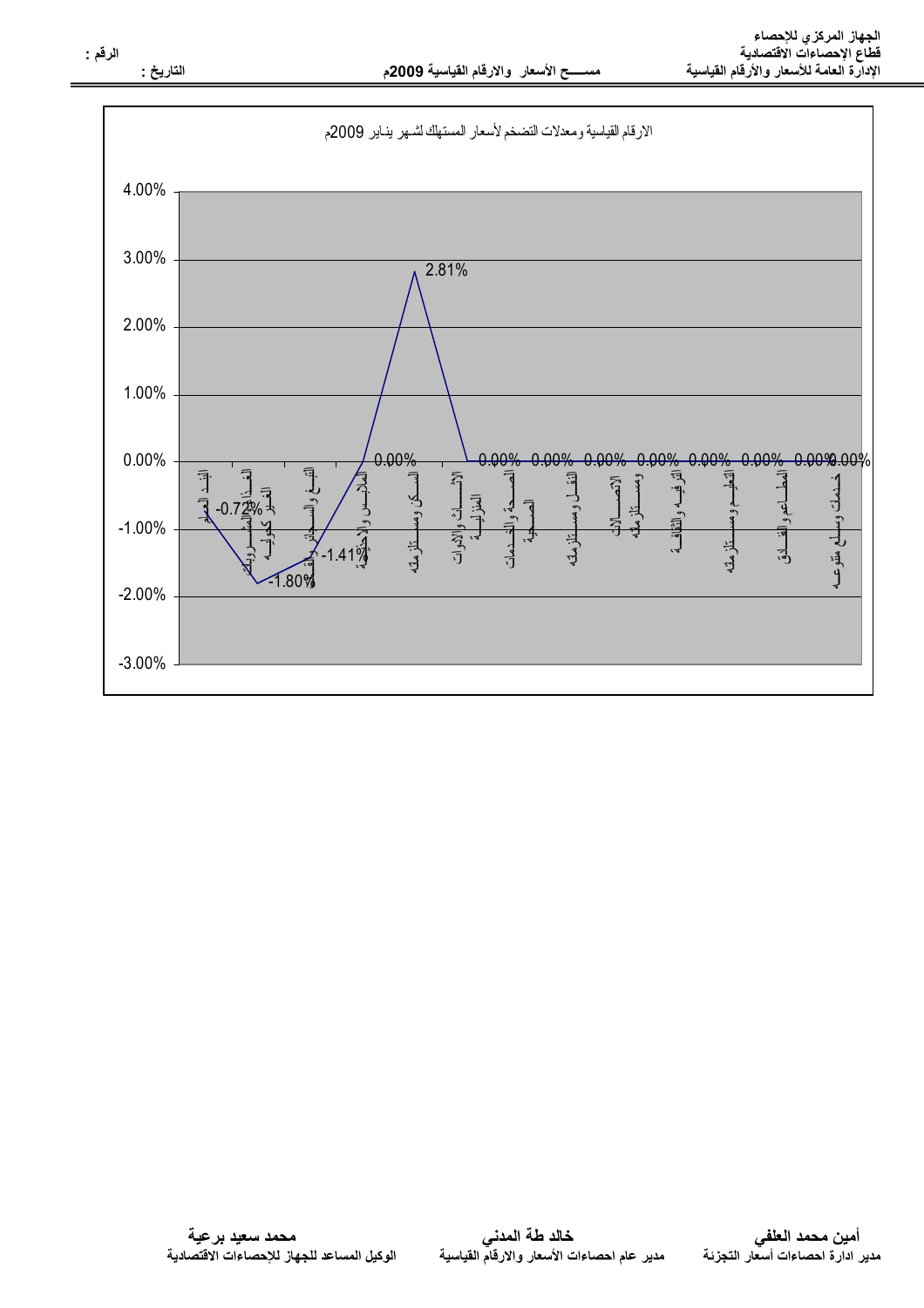الجهاز المركزي للإحصاء
قطاع الإحصاءات الاقتصادية
الإدارة العامة للأسعار والأرقام القياسية

مســـح الأسعار والارقام القياسية 2009م

الرقم :
التاريخ :

الارقام القياسية ومعدلات التضخم لأسعار المستهلك لشهر ينـاير 2009م

4.00%
3.00%
2.00%
1.00%
0.00%
-1.00%
-2.00%
-3.00%

-0.72%
-1.80%
-1.41%
0.00%
2.81%
0.00%
0.00%
0.00%
0.00%
0.00%
0.00%
0.00%
0.00%

الرقـم العـام
الغـذاء والمشـروبات الغير كحوليـة
التبغ والسجائر والقات
الملابس والأحذية
السـكن ومسـتلزماته
الأثـاث والأدوات المنزليـة
الصحة والخدمات الصحية
النقل ومستلزماته
الاتصالات ومستلزماته
الترفيه والثقافة
التعليم ومستلزماته
المطاعم والفنادق
خدمات وسلع متنوعه

**أمين محمد العلفي**
مدير ادارة احصاءات أسعار التجزئة

**خالد طة المدني**
مدير عام احصاءات الأسعار والارقام القياسية

**محمد سعيد برعية**
الوكيل المساعد للجهاز للإحصاءات الاقتصادية